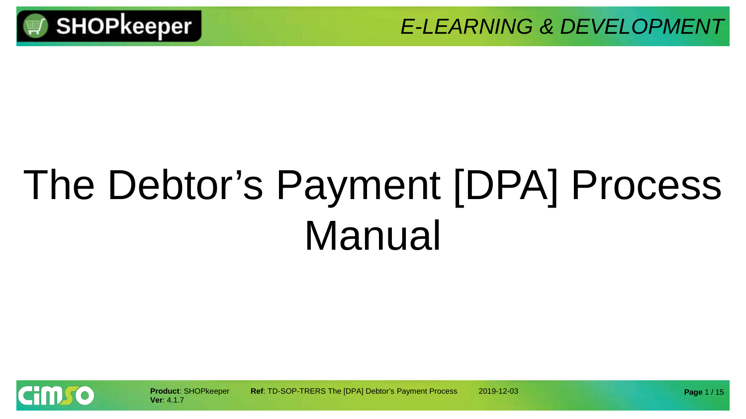# The Debtor's Payment [DPA] Process Manual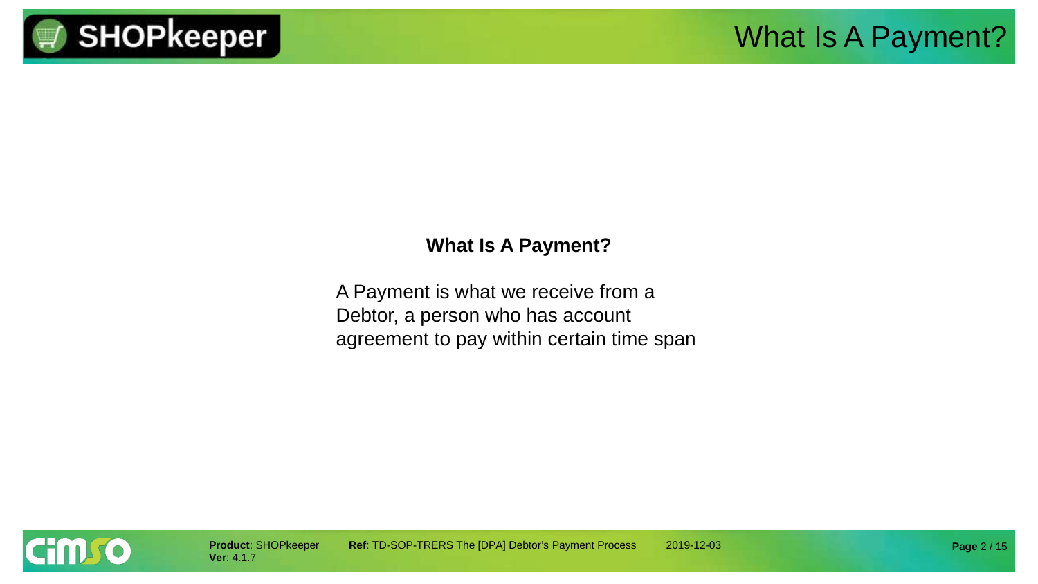## What Is A Payment?

A Payment is what we receive from a Debtor, a person who has account agreement to pay within certain time span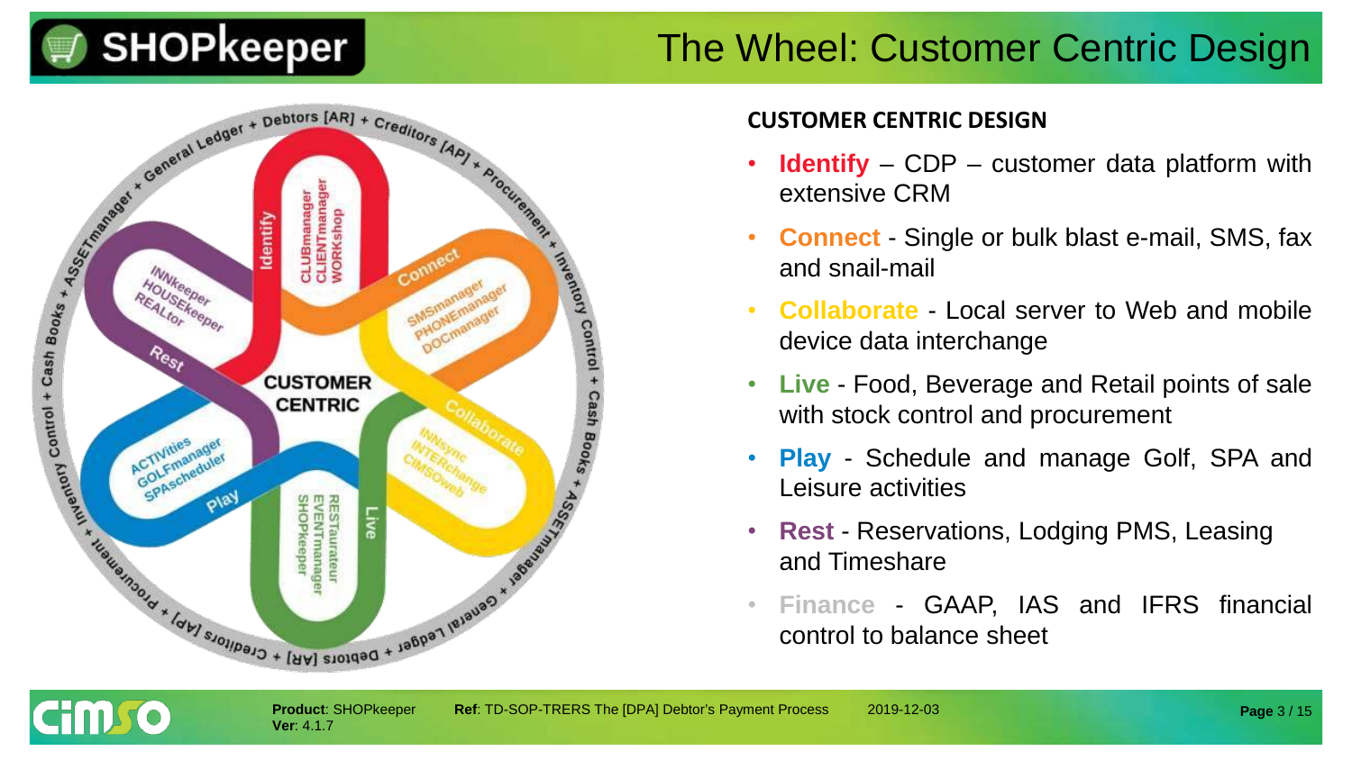# The Wheel: Customer Centric Design

## CUSTOMER CENTRIC DESIGN

- **Identify** – CDP – customer data platform with extensive CRM
- **Connect** - Single or bulk blast e-mail, SMS, fax and snail-mail
- **Collaborate** - Local server to Web and mobile device data interchange
- **Live** - Food, Beverage and Retail points of sale with stock control and procurement
- **Play** - Schedule and manage Golf, SPA and Leisure activities
- **Rest** - Reservations, Lodging PMS, Leasing and Timeshare
- **Finance** - GAAP, IAS and IFRS financial control to balance sheet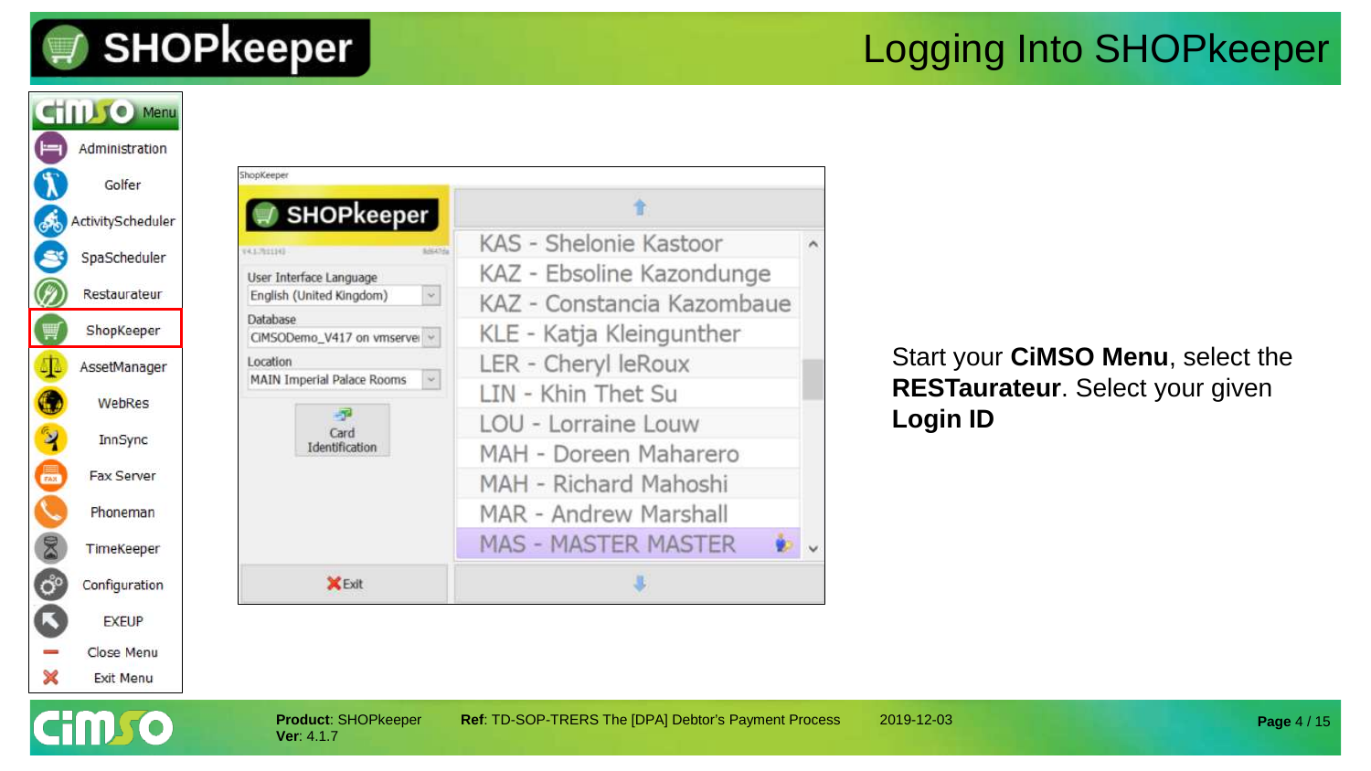# Logging Into SHOPkeeper

Start your **CiMSO Menu**, select the **RESTaurateur**. Select your given **Login ID**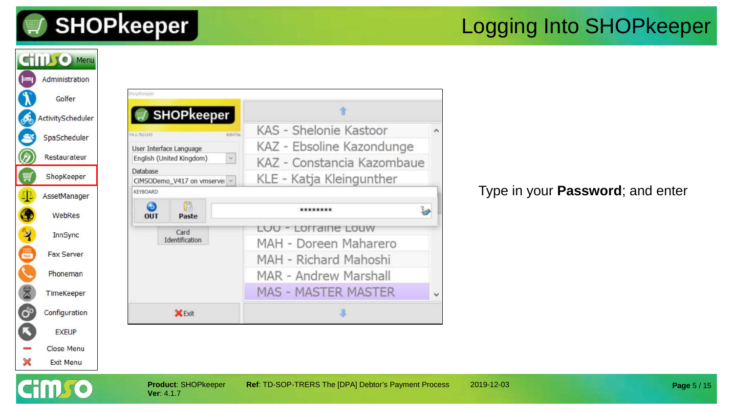# Logging Into SHOPkeeper

Type in your **Password**; and enter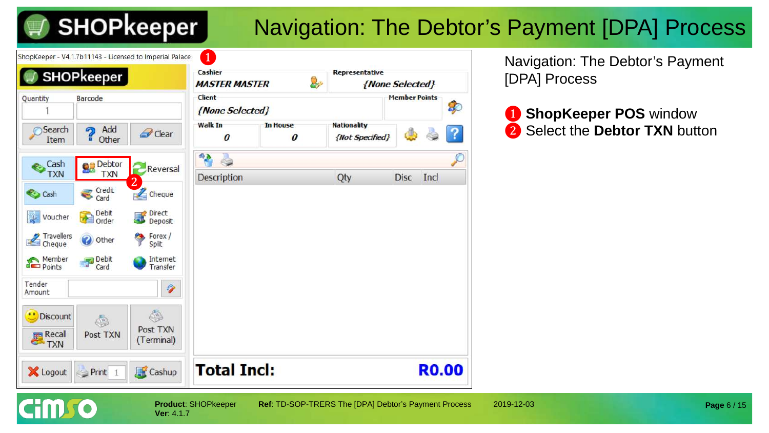# Navigation: The Debtor's Payment [DPA] Process

Navigation: The Debtor's Payment [DPA] Process

1. **ShopKeeper POS** window
2. Select the **Debtor TXN** button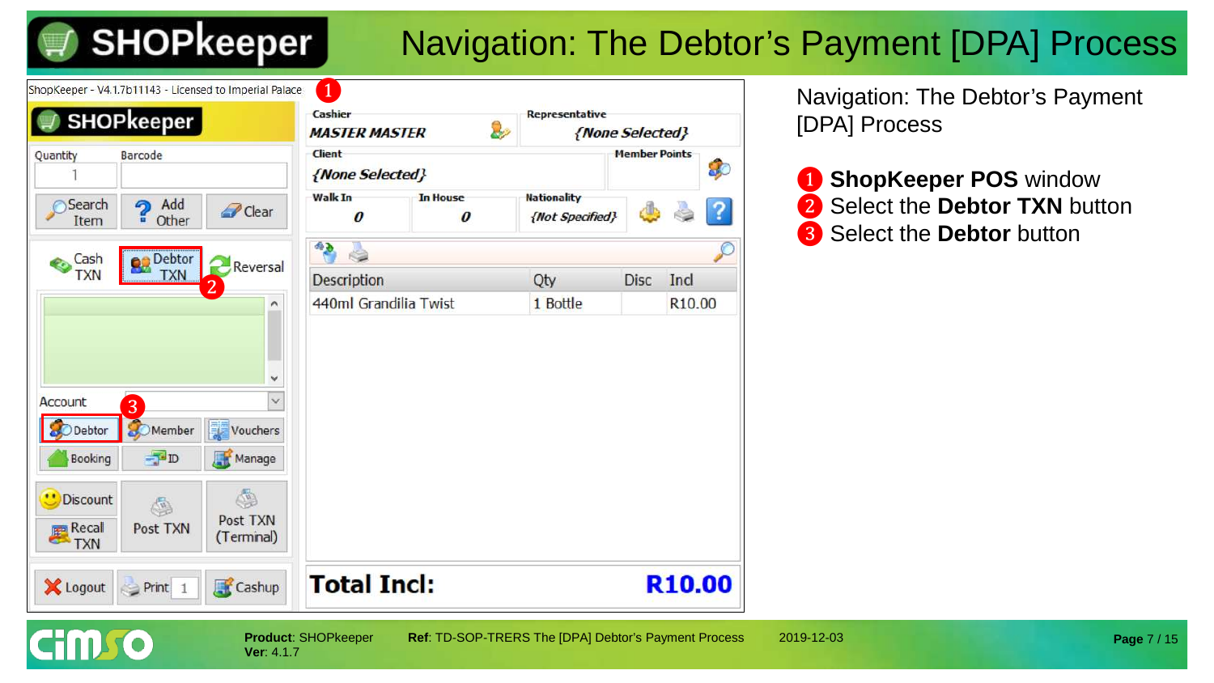# Navigation: The Debtor's Payment [DPA] Process

Navigation: The Debtor's Payment [DPA] Process

1. **ShopKeeper POS** window
2. Select the **Debtor TXN** button
3. Select the **Debtor** button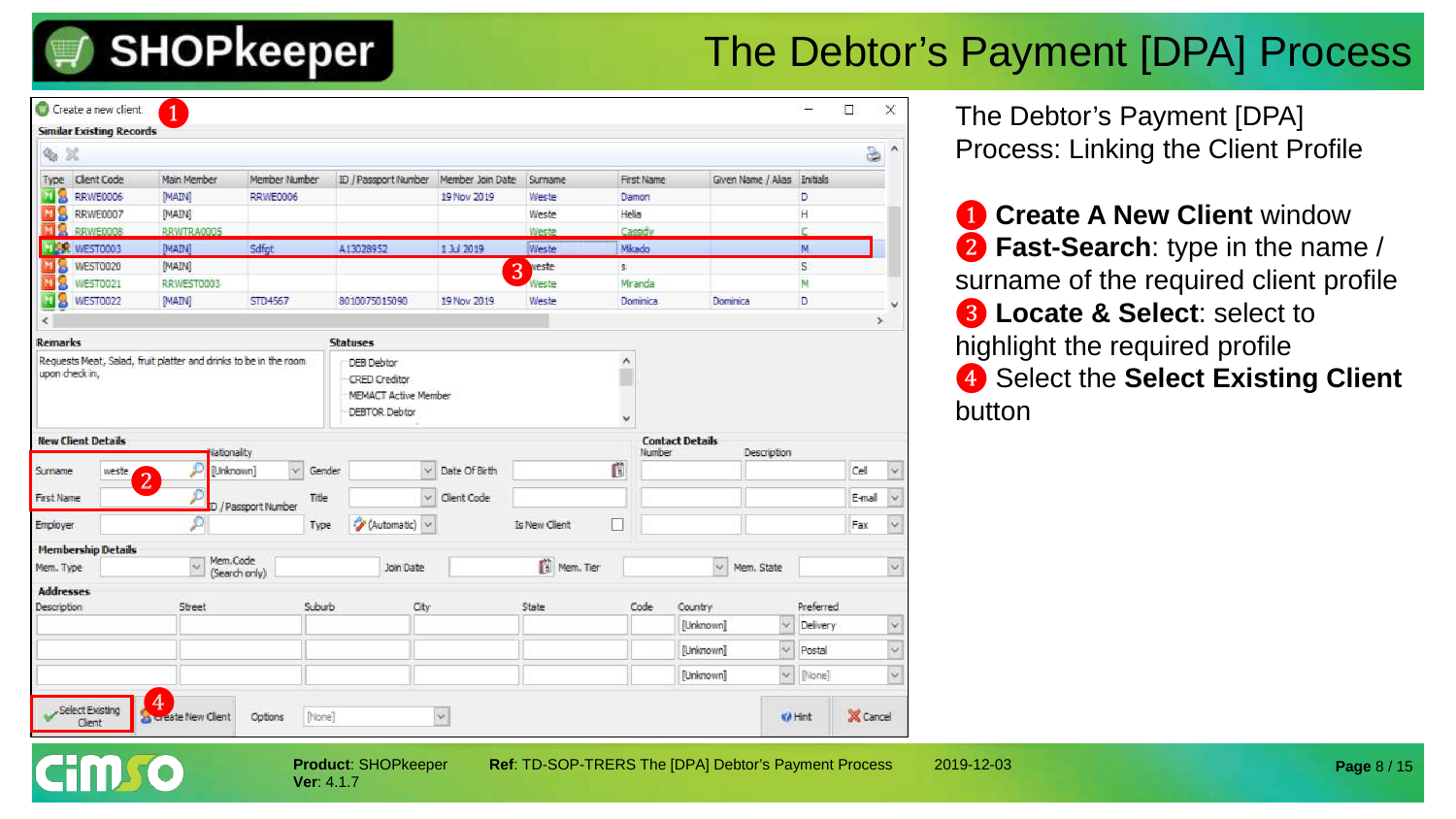# The Debtor's Payment [DPA] Process

The Debtor's Payment [DPA] Process: Linking the Client Profile

❶ **Create A New Client** window
❷ **Fast-Search**: type in the name / surname of the required client profile
❸ **Locate & Select**: select to highlight the required profile
❹ Select the **Select Existing Client** button

**Product**: SHOPkeeper
**Ver**: 4.1.7

**Ref**: TD-SOP-TRERS The [DPA] Debtor's Payment Process

2019-12-03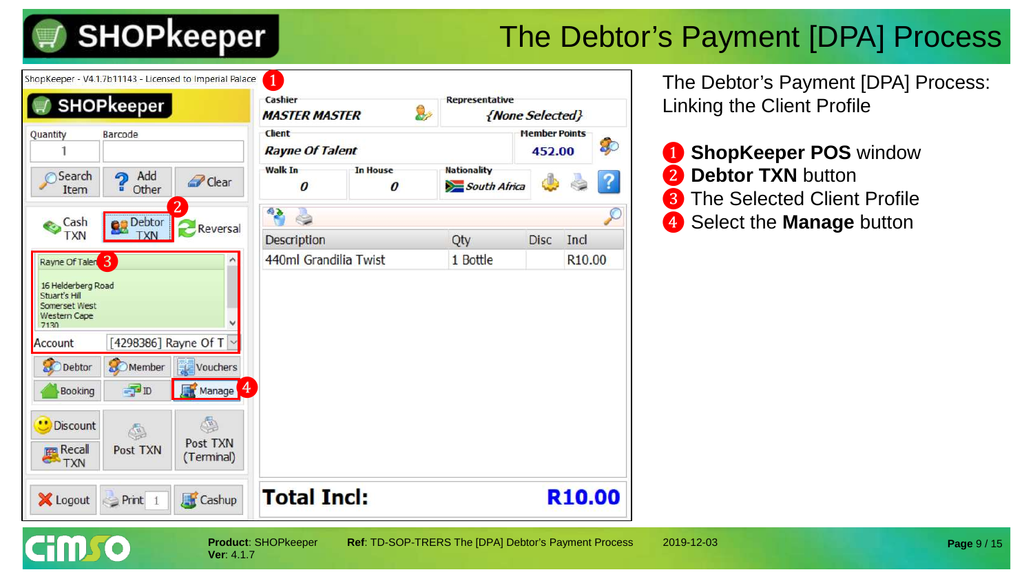# The Debtor's Payment [DPA] Process

The Debtor's Payment [DPA] Process: Linking the Client Profile

1. **ShopKeeper POS** window
2. **Debtor TXN** button
3. The Selected Client Profile
4. Select the **Manage** button

**Product**: SHOPkeeper
**Ver**: 4.1.7

**Ref**: TD-SOP-TRERS The [DPA] Debtor's Payment Process

2019-12-03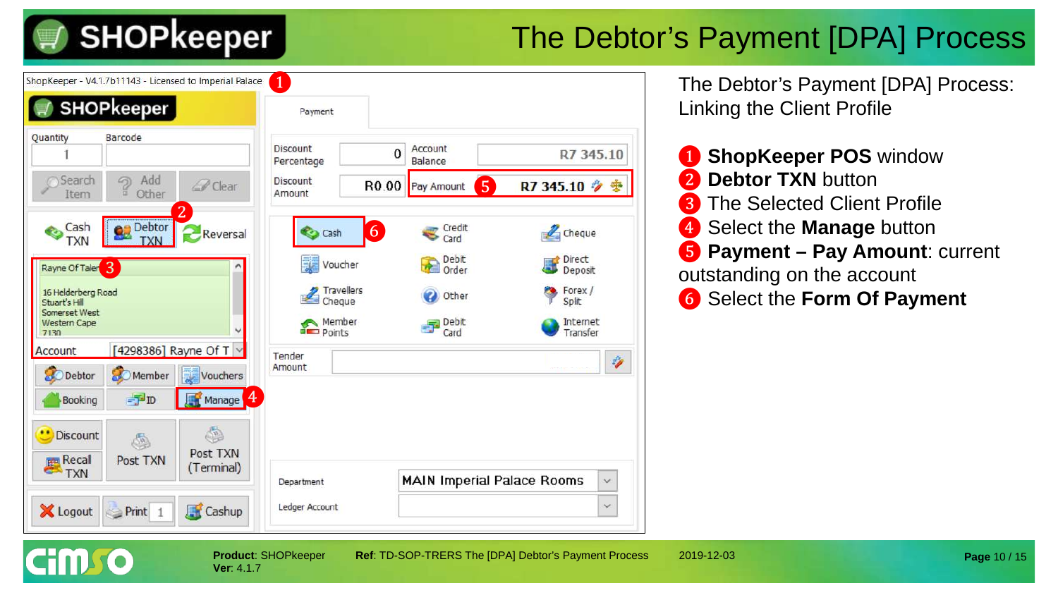# The Debtor's Payment [DPA] Process

The Debtor's Payment [DPA] Process: Linking the Client Profile

1. **ShopKeeper POS** window
2. **Debtor TXN** button
3. The Selected Client Profile
4. Select the **Manage** button
5. **Payment – Pay Amount**: current outstanding on the account
6. Select the **Form Of Payment**

**Product**: SHOPkeeper **Ver**: 4.1.7 **Ref**: TD-SOP-TRERS The [DPA] Debtor's Payment Process 2019-12-03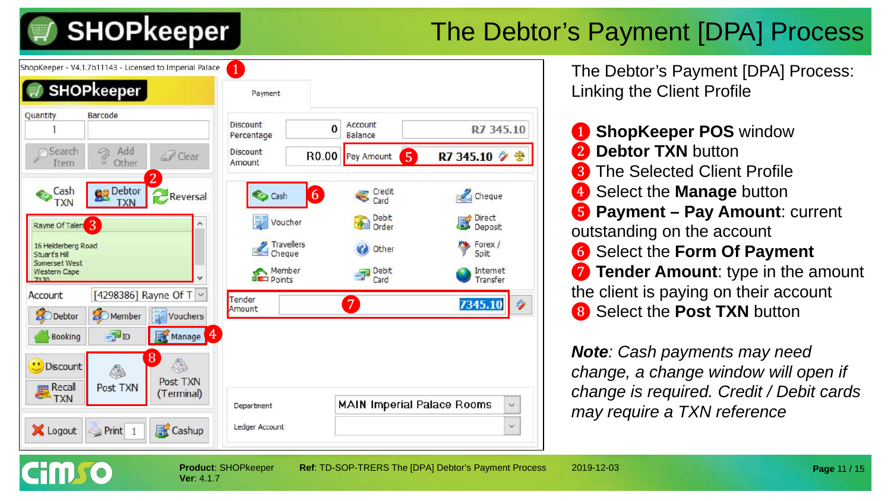# The Debtor's Payment [DPA] Process

The Debtor's Payment [DPA] Process: Linking the Client Profile

1. **ShopKeeper POS** window
2. **Debtor TXN** button
3. The Selected Client Profile
4. Select the **Manage** button
5. **Payment – Pay Amount**: current outstanding on the account
6. Select the **Form Of Payment**
7. **Tender Amount**: type in the amount the client is paying on their account
8. Select the **Post TXN** button

***Note**: Cash payments may need change, a change window will open if change is required. Credit / Debit cards may require a TXN reference*

**Product**: SHOPkeeper **Ver**: 4.1.7 **Ref**: TD-SOP-TRERS The [DPA] Debtor's Payment Process 2019-12-03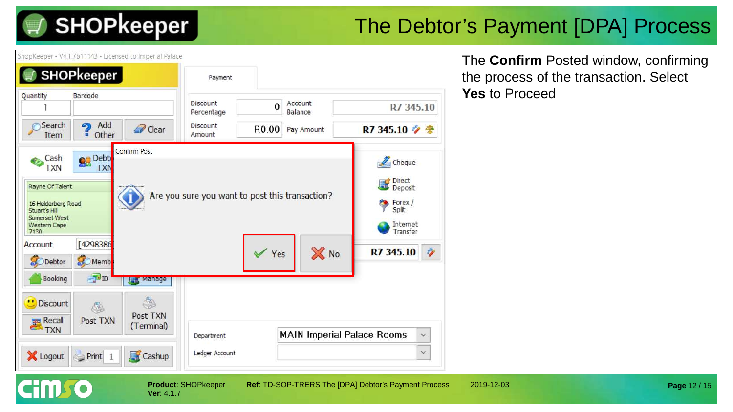# The Debtor's Payment [DPA] Process

The **Confirm** Posted window, confirming the process of the transaction. Select **Yes** to Proceed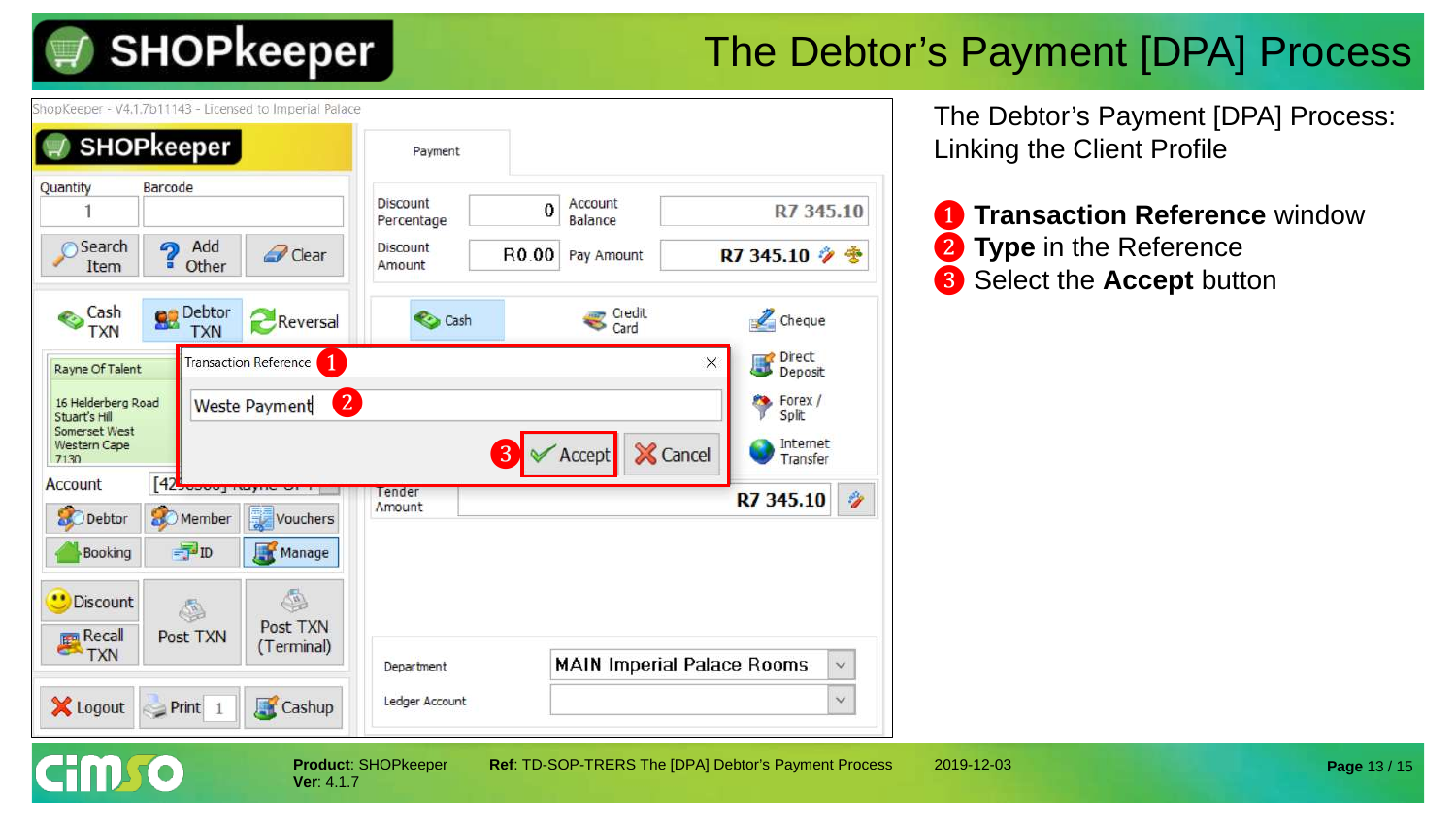# The Debtor's Payment [DPA] Process

The Debtor's Payment [DPA] Process: Linking the Client Profile

1. **Transaction Reference** window
2. **Type** in the Reference
3. Select the **Accept** button

**Product**: SHOPkeeper
**Ver**: 4.1.7

**Ref**: TD-SOP-TRERS The [DPA] Debtor's Payment Process

2019-12-03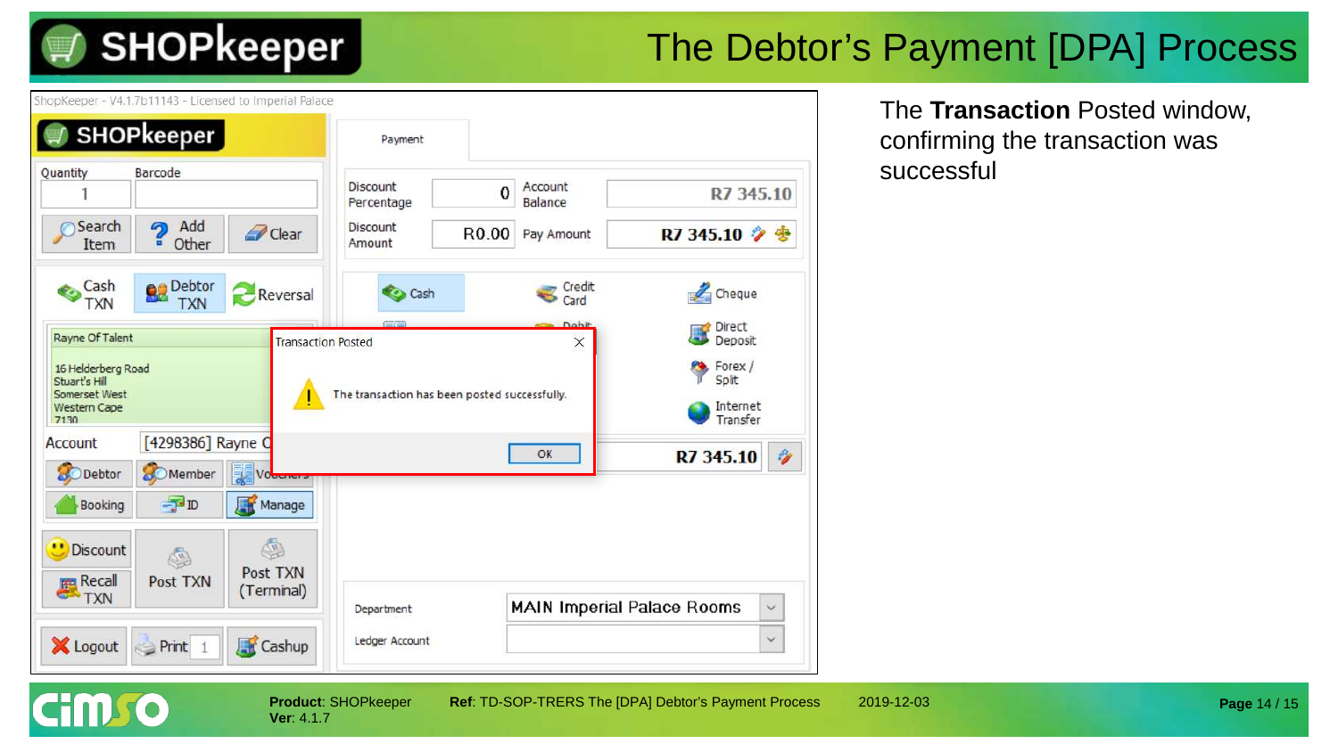# The Debtor's Payment [DPA] Process

The **Transaction** Posted window, confirming the transaction was successful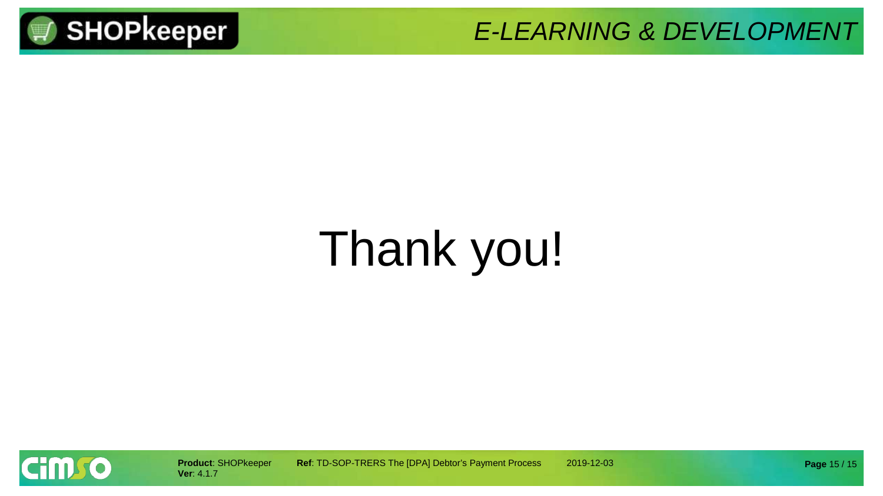# Thank you!